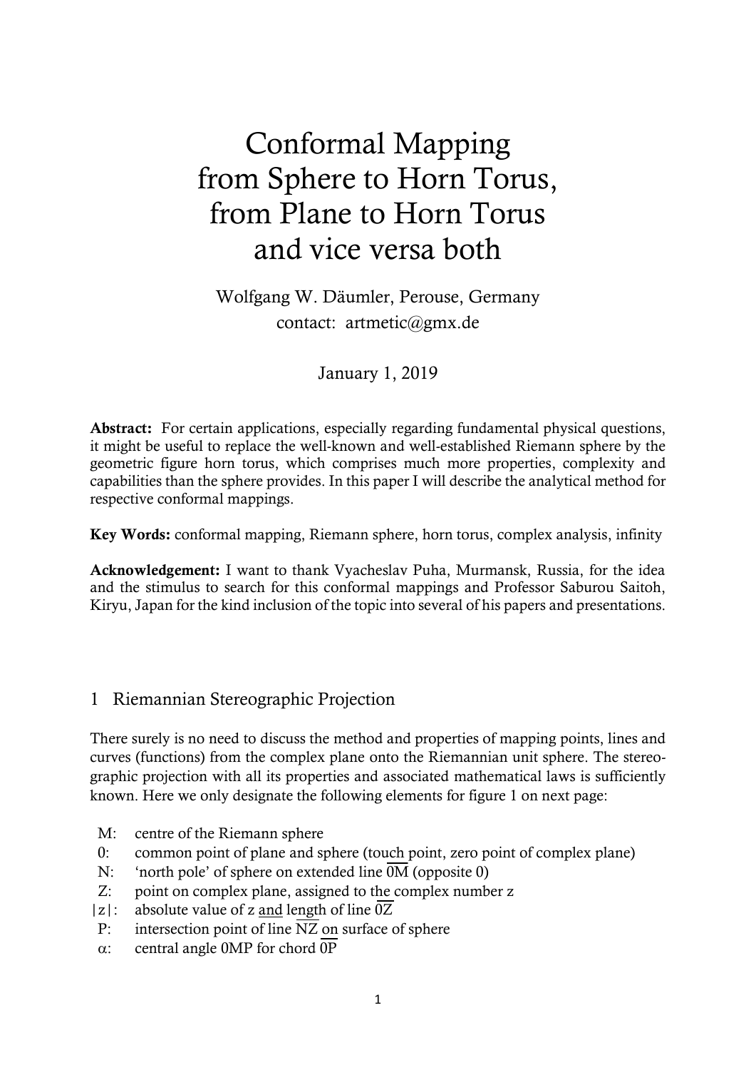# Conformal Mapping from Sphere to Horn Torus, from Plane to Horn Torus and vice versa both

Wolfgang W. Däumler, Perouse, Germany
contact: artmetic@gmx.de

January 1, 2019

**Abstract:** For certain applications, especially regarding fundamental physical questions, it might be useful to replace the well-known and well-established Riemann sphere by the geometric figure horn torus, which comprises much more properties, complexity and capabilities than the sphere provides. In this paper I will describe the analytical method for respective conformal mappings.

**Key Words:** conformal mapping, Riemann sphere, horn torus, complex analysis, infinity

**Acknowledgement:** I want to thank Vyacheslav Puha, Murmansk, Russia, for the idea and the stimulus to search for this conformal mappings and Professor Saburou Saitoh, Kiryu, Japan for the kind inclusion of the topic into several of his papers and presentations.

## 1 Riemannian Stereographic Projection

There surely is no need to discuss the method and properties of mapping points, lines and curves (functions) from the complex plane onto the Riemannian unit sphere. The stereographic projection with all its properties and associated mathematical laws is sufficiently known. Here we only designate the following elements for figure 1 on next page:

- M: centre of the Riemann sphere
- 0: common point of plane and sphere (touch point, zero point of complex plane)
- N: 'north pole' of sphere on extended line $\overline{0M}$ (opposite 0)
- Z: point on complex plane, assigned to the complex number z
- $|z|$: absolute value of z and length of line $\overline{0Z}$
- P: intersection point of line $\overline{NZ}$ on surface of sphere
- $\alpha$: central angle 0MP for chord $\overline{0P}$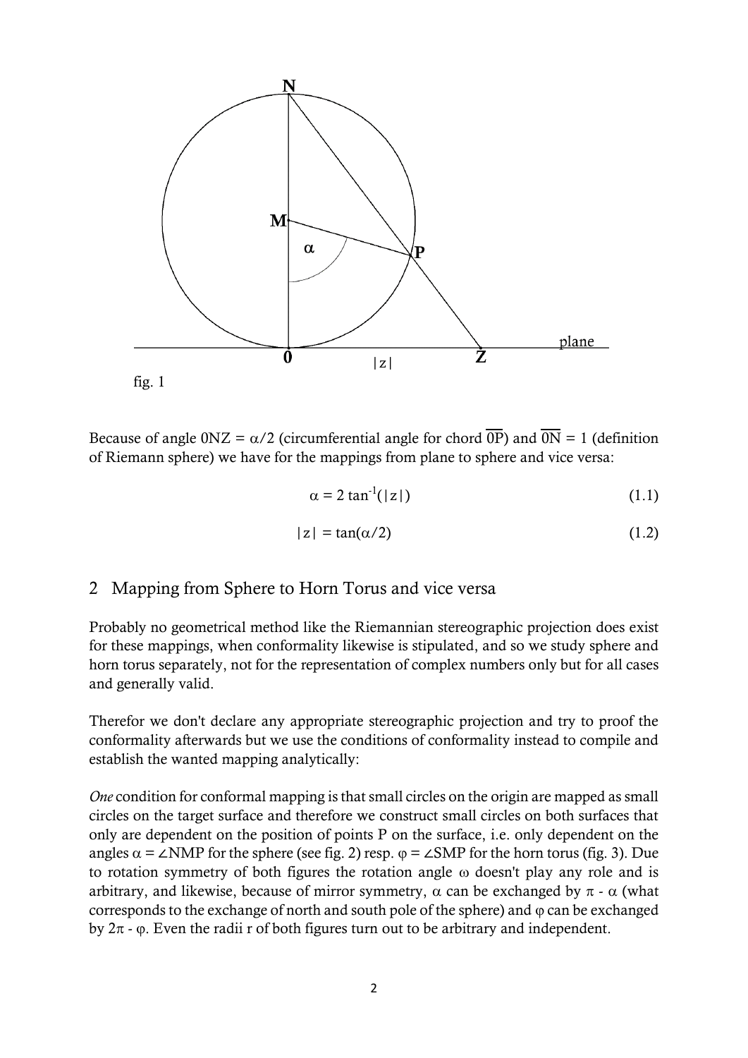fig. 1

Because of angle 0NZ = $\alpha/2$ (circumferential angle for chord $\overline{0P}$) and $\overline{0N} = 1$ (definition of Riemann sphere) we have for the mappings from plane to sphere and vice versa:

$$\alpha = 2 \tan^{-1}(|z|) \tag{1.1}$$

$$|z| = \tan(\alpha/2) \tag{1.2}$$

## 2 Mapping from Sphere to Horn Torus and vice versa

Probably no geometrical method like the Riemannian stereographic projection does exist for these mappings, when conformality likewise is stipulated, and so we study sphere and horn torus separately, not for the representation of complex numbers only but for all cases and generally valid.

Therefor we don't declare any appropriate stereographic projection and try to proof the conformality afterwards but we use the conditions of conformality instead to compile and establish the wanted mapping analytically:

*One* condition for conformal mapping is that small circles on the origin are mapped as small circles on the target surface and therefore we construct small circles on both surfaces that only are dependent on the position of points P on the surface, i.e. only dependent on the angles $\alpha = \angle NMP$ for the sphere (see fig. 2) resp. $\varphi = \angle SMP$ for the horn torus (fig. 3). Due to rotation symmetry of both figures the rotation angle $\omega$ doesn't play any role and is arbitrary, and likewise, because of mirror symmetry, $\alpha$ can be exchanged by $\pi - \alpha$ (what corresponds to the exchange of north and south pole of the sphere) and $\varphi$ can be exchanged by $2\pi - \varphi$. Even the radii r of both figures turn out to be arbitrary and independent.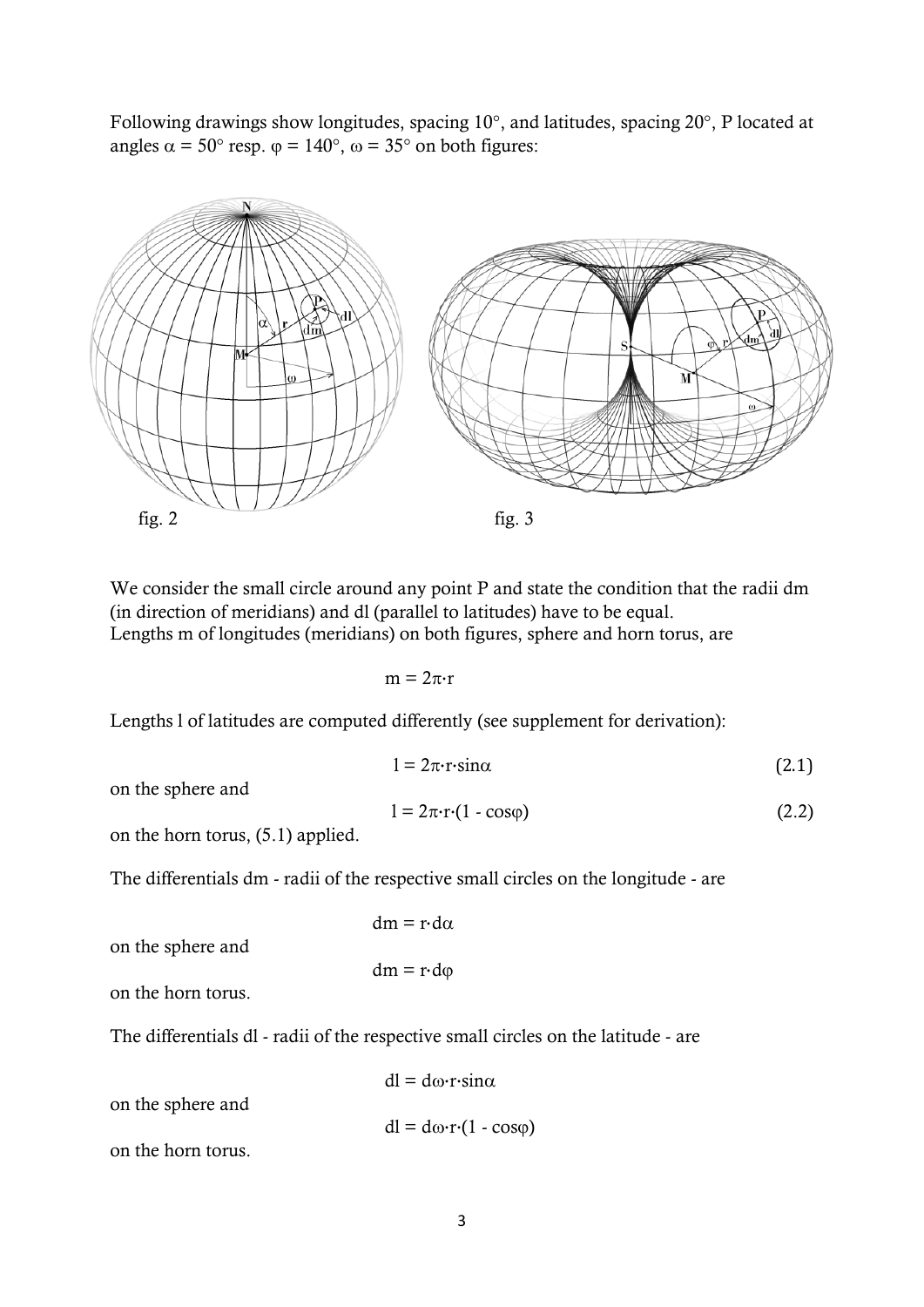Following drawings show longitudes, spacing 10°, and latitudes, spacing 20°, P located at angles $\alpha = 50°$ resp. $\varphi = 140°$, $\omega = 35°$ on both figures:

fig. 2

fig. 3

We consider the small circle around any point P and state the condition that the radii dm (in direction of meridians) and dl (parallel to latitudes) have to be equal.
Lengths m of longitudes (meridians) on both figures, sphere and horn torus, are

$$m = 2\pi \cdot r$$

Lengths l of latitudes are computed differently (see supplement for derivation):

$$l = 2\pi \cdot r \cdot \sin\alpha \tag{2.1}$$

on the sphere and

$$l = 2\pi \cdot r \cdot (1 - \cos\varphi) \tag{2.2}$$

on the horn torus, (5.1) applied.

The differentials dm - radii of the respective small circles on the longitude - are

$$dm = r \cdot d\alpha$$

on the sphere and

$$dm = r \cdot d\varphi$$

on the horn torus.

The differentials dl - radii of the respective small circles on the latitude - are

$$dl = d\omega \cdot r \cdot \sin\alpha$$

on the sphere and

$$dl = d\omega \cdot r \cdot (1 - \cos\varphi)$$

on the horn torus.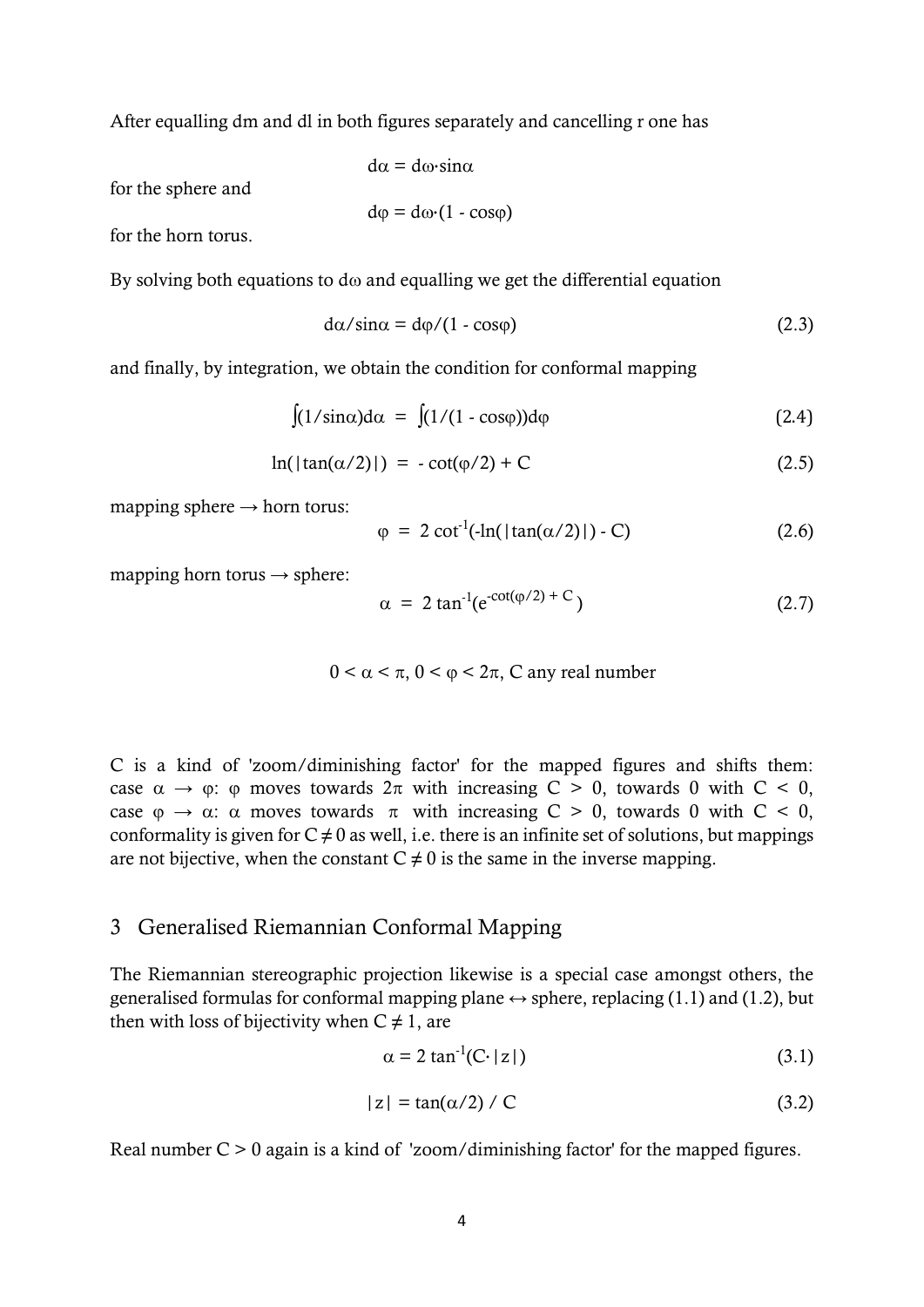After equalling dm and dl in both figures separately and cancelling r one has

$$d\alpha = d\omega\cdot\sin\alpha$$

for the sphere and

$$d\varphi = d\omega\cdot(1 - \cos\varphi)$$

for the horn torus.

By solving both equations to $d\omega$ and equalling we get the differential equation

$$d\alpha/\sin\alpha = d\varphi/(1 - \cos\varphi) \tag{2.3}$$

and finally, by integration, we obtain the condition for conformal mapping

$$\int(1/\sin\alpha)d\alpha \;=\; \int(1/(1 - \cos\varphi))d\varphi \tag{2.4}$$

$$\ln(|\tan(\alpha/2)|) \;=\; -\cot(\varphi/2) + C \tag{2.5}$$

mapping sphere → horn torus:

$$\varphi \;=\; 2\cot^{-1}(-\ln(|\tan(\alpha/2)|) - C) \tag{2.6}$$

mapping horn torus → sphere:

$$\alpha \;=\; 2\tan^{-1}(e^{-\cot(\varphi/2) + C}) \tag{2.7}$$

$$0 < \alpha < \pi,\; 0 < \varphi < 2\pi,\; C \text{ any real number}$$

C is a kind of 'zoom/diminishing factor' for the mapped figures and shifts them: case $\alpha \rightarrow \varphi$: $\varphi$ moves towards $2\pi$ with increasing $C > 0$, towards 0 with $C < 0$, case $\varphi \rightarrow \alpha$: $\alpha$ moves towards $\pi$ with increasing $C > 0$, towards 0 with $C < 0$, conformality is given for $C \neq 0$ as well, i.e. there is an infinite set of solutions, but mappings are not bijective, when the constant $C \neq 0$ is the same in the inverse mapping.

## 3 Generalised Riemannian Conformal Mapping

The Riemannian stereographic projection likewise is a special case amongst others, the generalised formulas for conformal mapping plane ↔ sphere, replacing (1.1) and (1.2), but then with loss of bijectivity when $C \neq 1$, are

$$\alpha = 2\tan^{-1}(C\cdot|z|) \tag{3.1}$$

$$|z| = \tan(\alpha/2)\,/\,C \tag{3.2}$$

Real number $C > 0$ again is a kind of 'zoom/diminishing factor' for the mapped figures.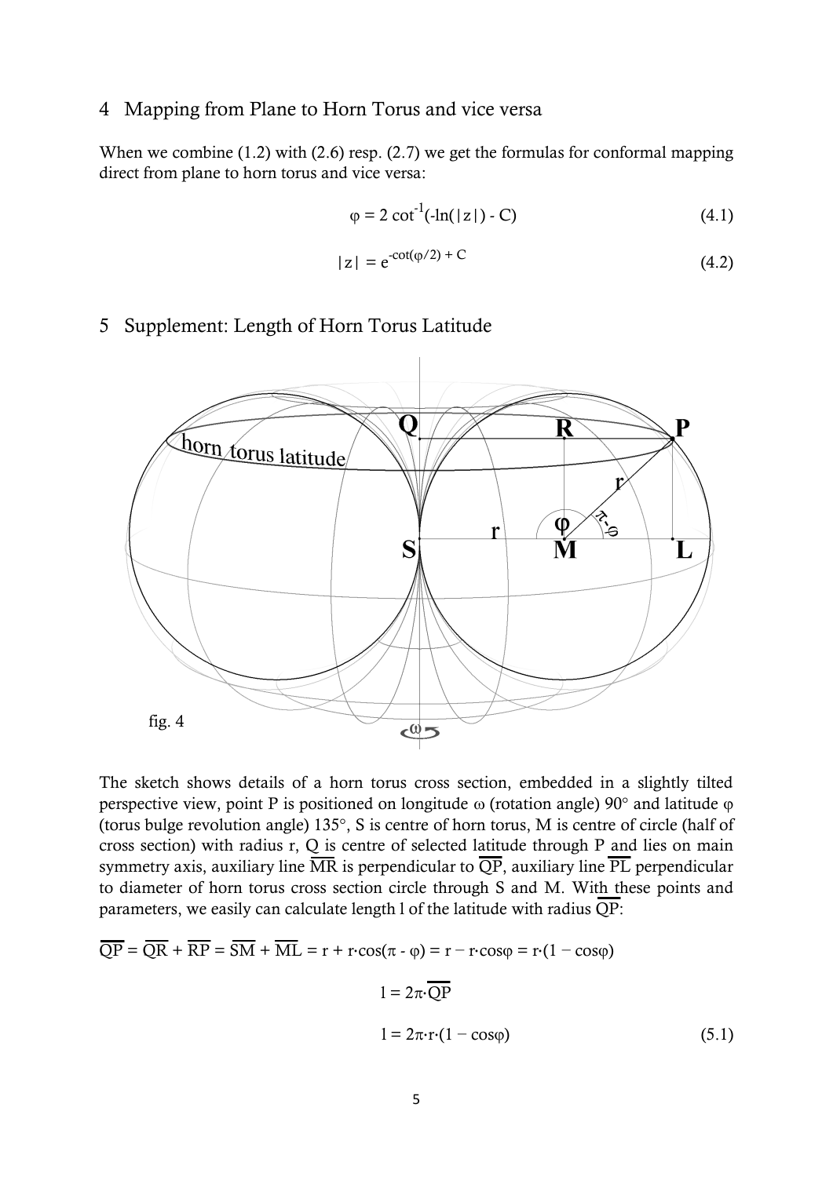## 4 Mapping from Plane to Horn Torus and vice versa

When we combine (1.2) with (2.6) resp. (2.7) we get the formulas for conformal mapping direct from plane to horn torus and vice versa:

$$\varphi = 2 \cot^{-1}(-\ln(|z|) - C) \tag{4.1}$$

$$|z| = e^{-\cot(\varphi/2) + C} \tag{4.2}$$

## 5 Supplement: Length of Horn Torus Latitude

fig. 4

The sketch shows details of a horn torus cross section, embedded in a slightly tilted perspective view, point P is positioned on longitude ω (rotation angle) 90° and latitude φ (torus bulge revolution angle) 135°, S is centre of horn torus, M is centre of circle (half of cross section) with radius r, Q is centre of selected latitude through P and lies on main symmetry axis, auxiliary line $\overline{MR}$ is perpendicular to $\overline{QP}$, auxiliary line $\overline{PL}$ perpendicular to diameter of horn torus cross section circle through S and M. With these points and parameters, we easily can calculate length l of the latitude with radius $\overline{QP}$:

$$\overline{QP} = \overline{QR} + \overline{RP} = \overline{SM} + \overline{ML} = r + r\cdot\cos(\pi - \varphi) = r - r\cdot\cos\varphi = r\cdot(1 - \cos\varphi)$$

$$l = 2\pi\cdot\overline{QP}$$

$$l = 2\pi\cdot r\cdot(1 - \cos\varphi) \tag{5.1}$$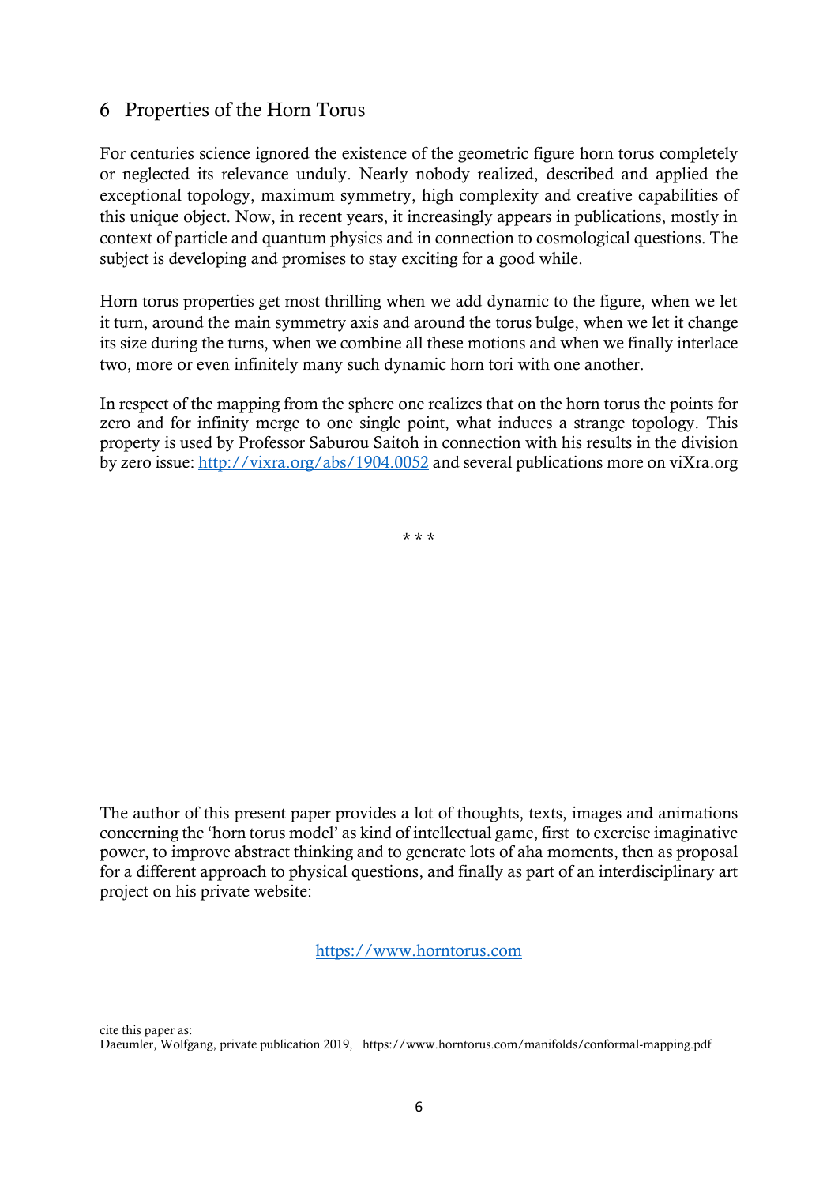## 6 Properties of the Horn Torus

For centuries science ignored the existence of the geometric figure horn torus completely or neglected its relevance unduly. Nearly nobody realized, described and applied the exceptional topology, maximum symmetry, high complexity and creative capabilities of this unique object. Now, in recent years, it increasingly appears in publications, mostly in context of particle and quantum physics and in connection to cosmological questions. The subject is developing and promises to stay exciting for a good while.

Horn torus properties get most thrilling when we add dynamic to the figure, when we let it turn, around the main symmetry axis and around the torus bulge, when we let it change its size during the turns, when we combine all these motions and when we finally interlace two, more or even infinitely many such dynamic horn tori with one another.

In respect of the mapping from the sphere one realizes that on the horn torus the points for zero and for infinity merge to one single point, what induces a strange topology. This property is used by Professor Saburou Saitoh in connection with his results in the division by zero issue: [http://vixra.org/abs/1904.0052](http://vixra.org/abs/1904.0052) and several publications more on viXra.org

\* \* \*

The author of this present paper provides a lot of thoughts, texts, images and animations concerning the 'horn torus model' as kind of intellectual game, first to exercise imaginative power, to improve abstract thinking and to generate lots of aha moments, then as proposal for a different approach to physical questions, and finally as part of an interdisciplinary art project on his private website:

[https://www.horntorus.com](https://www.horntorus.com)

cite this paper as:
Daeumler, Wolfgang, private publication 2019, https://www.horntorus.com/manifolds/conformal-mapping.pdf